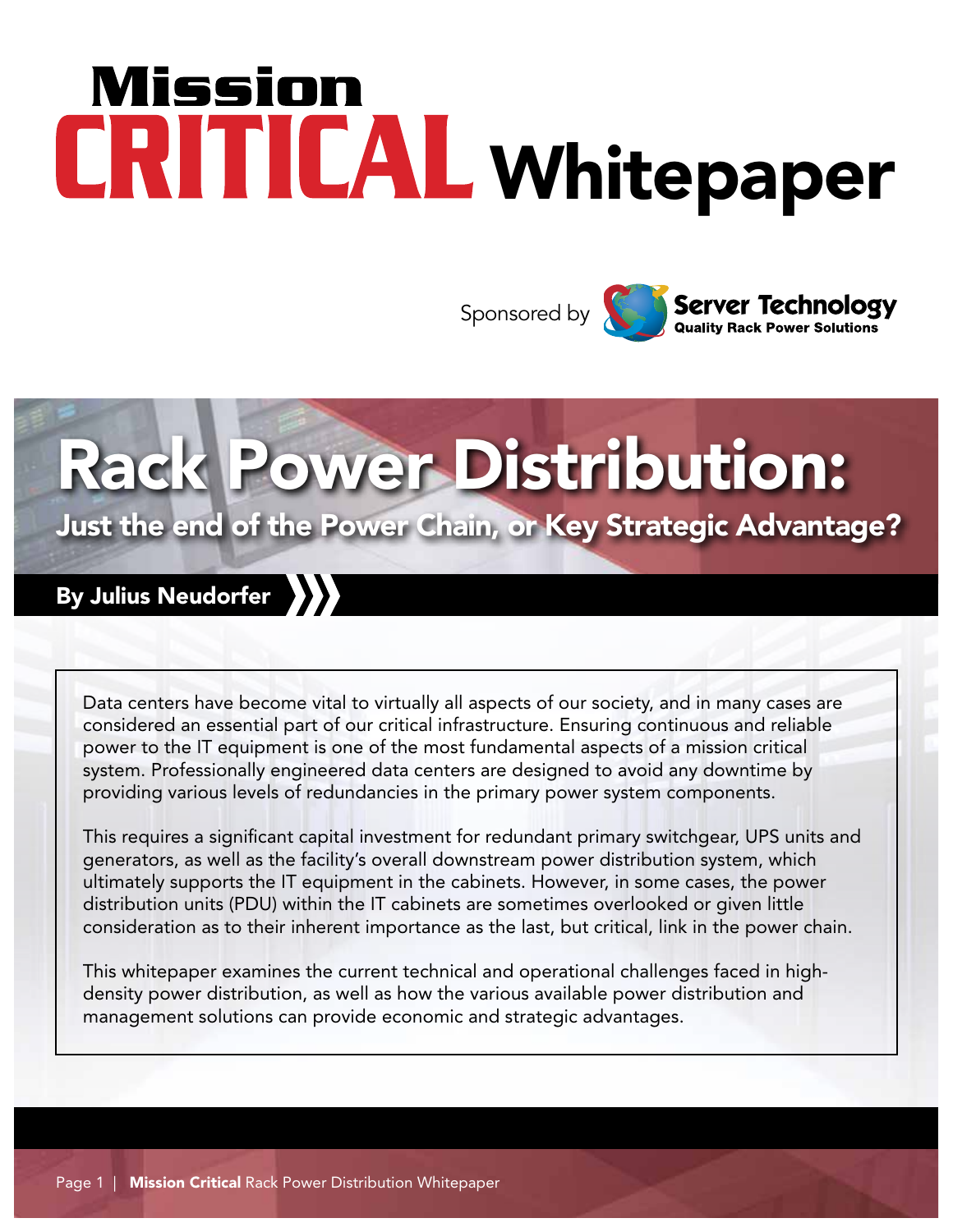# Mission CRITICAL Whitepaper

Sponsored by Server Technology — Quality Rack Power Solutions

# Rack Power Distribution:

## Just the end of the Power Chain, or Key Strategic Advantage?

**By Julius Neudorfer**

Data centers have become vital to virtually all aspects of our society, and in many cases are considered an essential part of our critical infrastructure. Ensuring continuous and reliable power to the IT equipment is one of the most fundamental aspects of a mission critical system. Professionally engineered data centers are designed to avoid any downtime by providing various levels of redundancies in the primary power system components.

This requires a significant capital investment for redundant primary switchgear, UPS units and generators, as well as the facility's overall downstream power distribution system, which ultimately supports the IT equipment in the cabinets. However, in some cases, the power distribution units (PDU) within the IT cabinets are sometimes overlooked or given little consideration as to their inherent importance as the last, but critical, link in the power chain.

This whitepaper examines the current technical and operational challenges faced in high-density power distribution, as well as how the various available power distribution and management solutions can provide economic and strategic advantages.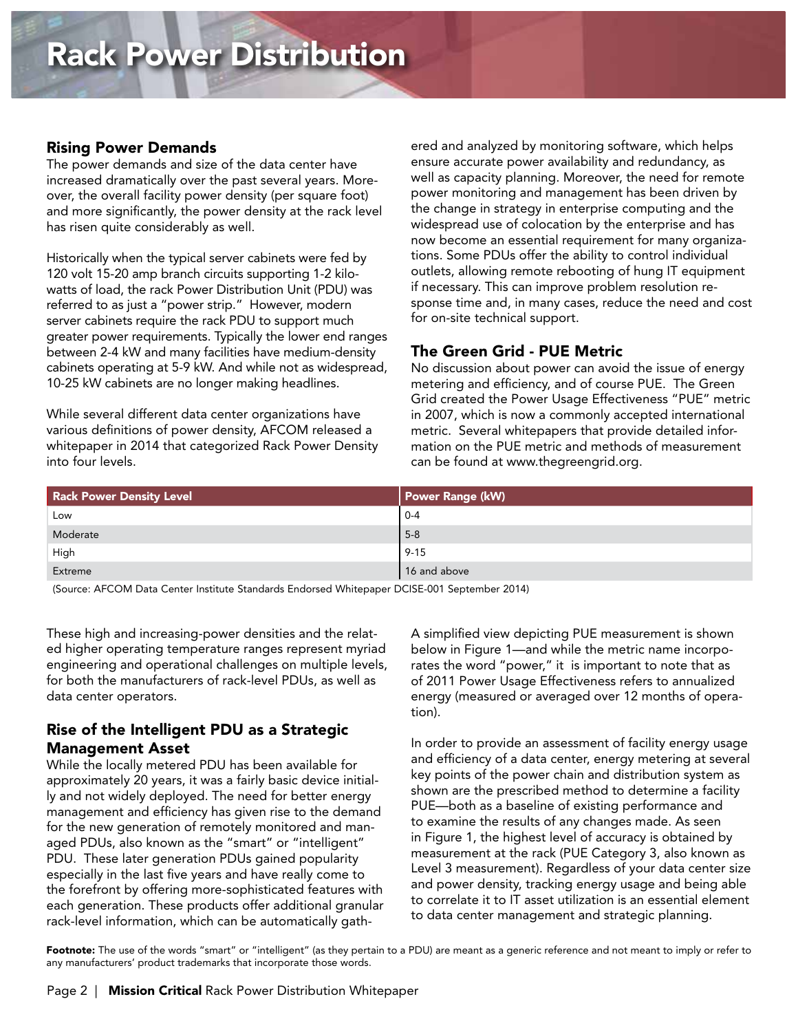# Rack Power Distribution

## Rising Power Demands

The power demands and size of the data center have increased dramatically over the past several years. Moreover, the overall facility power density (per square foot) and more significantly, the power density at the rack level has risen quite considerably as well.

Historically when the typical server cabinets were fed by 120 volt 15-20 amp branch circuits supporting 1-2 kilowatts of load, the rack Power Distribution Unit (PDU) was referred to as just a "power strip." However, modern server cabinets require the rack PDU to support much greater power requirements. Typically the lower end ranges between 2-4 kW and many facilities have medium-density cabinets operating at 5-9 kW. And while not as widespread, 10-25 kW cabinets are no longer making headlines.

While several different data center organizations have various definitions of power density, AFCOM released a whitepaper in 2014 that categorized Rack Power Density into four levels.

| Rack Power Density Level | Power Range (kW) |
|---|---|
| Low | 0-4 |
| Moderate | 5-8 |
| High | 9-15 |
| Extreme | 16 and above |

(Source: AFCOM Data Center Institute Standards Endorsed Whitepaper DCISE-001 September 2014)

These high and increasing-power densities and the related higher operating temperature ranges represent myriad engineering and operational challenges on multiple levels, for both the manufacturers of rack-level PDUs, as well as data center operators.

## Rise of the Intelligent PDU as a Strategic Management Asset

While the locally metered PDU has been available for approximately 20 years, it was a fairly basic device initially and not widely deployed. The need for better energy management and efficiency has given rise to the demand for the new generation of remotely monitored and managed PDUs, also known as the "smart" or "intelligent" PDU. These later generation PDUs gained popularity especially in the last five years and have really come to the forefront by offering more-sophisticated features with each generation. These products offer additional granular rack-level information, which can be automatically gathered and analyzed by monitoring software, which helps ensure accurate power availability and redundancy, as well as capacity planning. Moreover, the need for remote power monitoring and management has been driven by the change in strategy in enterprise computing and the widespread use of colocation by the enterprise and has now become an essential requirement for many organizations. Some PDUs offer the ability to control individual outlets, allowing remote rebooting of hung IT equipment if necessary. This can improve problem resolution response time and, in many cases, reduce the need and cost for on-site technical support.

## The Green Grid - PUE Metric

No discussion about power can avoid the issue of energy metering and efficiency, and of course PUE. The Green Grid created the Power Usage Effectiveness "PUE" metric in 2007, which is now a commonly accepted international metric. Several whitepapers that provide detailed information on the PUE metric and methods of measurement can be found at www.thegreengrid.org.

A simplified view depicting PUE measurement is shown below in Figure 1—and while the metric name incorporates the word "power," it is important to note that as of 2011 Power Usage Effectiveness refers to annualized energy (measured or averaged over 12 months of operation).

In order to provide an assessment of facility energy usage and efficiency of a data center, energy metering at several key points of the power chain and distribution system as shown are the prescribed method to determine a facility PUE—both as a baseline of existing performance and to examine the results of any changes made. As seen in Figure 1, the highest level of accuracy is obtained by measurement at the rack (PUE Category 3, also known as Level 3 measurement). Regardless of your data center size and power density, tracking energy usage and being able to correlate it to IT asset utilization is an essential element to data center management and strategic planning.

**Footnote:** The use of the words "smart" or "intelligent" (as they pertain to a PDU) are meant as a generic reference and not meant to imply or refer to any manufacturers' product trademarks that incorporate those words.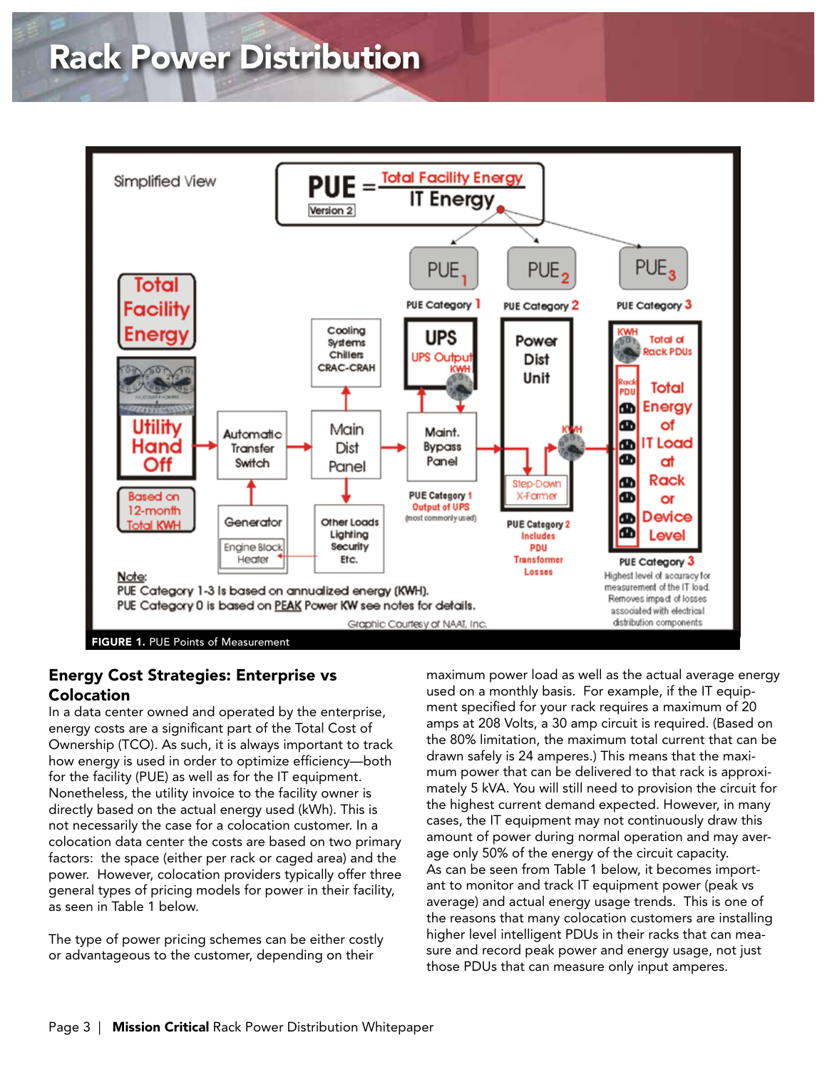# Rack Power Distribution

FIGURE 1. PUE Points of Measurement

## Energy Cost Strategies: Enterprise vs Colocation

In a data center owned and operated by the enterprise, energy costs are a significant part of the Total Cost of Ownership (TCO). As such, it is always important to track how energy is used in order to optimize efficiency—both for the facility (PUE) as well as for the IT equipment. Nonetheless, the utility invoice to the facility owner is directly based on the actual energy used (kWh). This is not necessarily the case for a colocation customer. In a colocation data center the costs are based on two primary factors: the space (either per rack or caged area) and the power. However, colocation providers typically offer three general types of pricing models for power in their facility, as seen in Table 1 below.

The type of power pricing schemes can be either costly or advantageous to the customer, depending on their maximum power load as well as the actual average energy used on a monthly basis. For example, if the IT equipment specified for your rack requires a maximum of 20 amps at 208 Volts, a 30 amp circuit is required. (Based on the 80% limitation, the maximum total current that can be drawn safely is 24 amperes.) This means that the maximum power that can be delivered to that rack is approximately 5 kVA. You will still need to provision the circuit for the highest current demand expected. However, in many cases, the IT equipment may not continuously draw this amount of power during normal operation and may average only 50% of the energy of the circuit capacity.

As can be seen from Table 1 below, it becomes important to monitor and track IT equipment power (peak vs average) and actual energy usage trends. This is one of the reasons that many colocation customers are installing higher level intelligent PDUs in their racks that can measure and record peak power and energy usage, not just those PDUs that can measure only input amperes.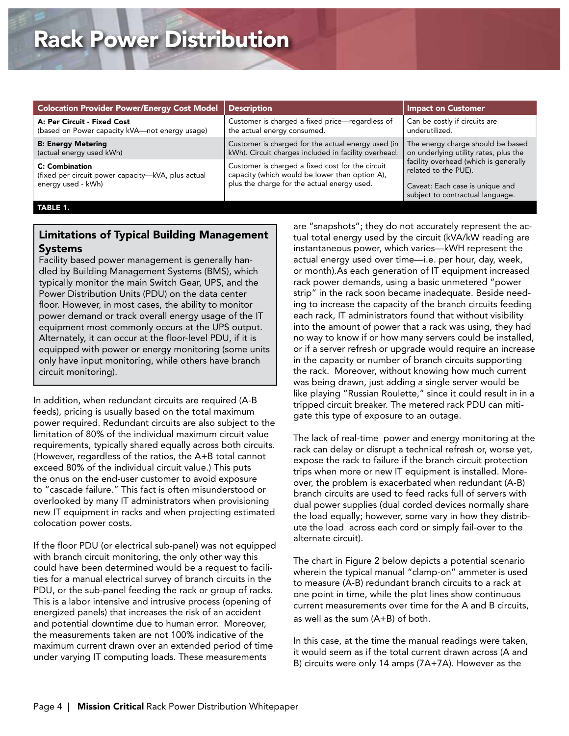# Rack Power Distribution

| Colocation Provider Power/Energy Cost Model | Description | Impact on Customer |
|---|---|---|
| **A: Per Circuit - Fixed Cost** (based on Power capacity kVA—not energy usage) | Customer is charged a fixed price—regardless of the actual energy consumed. | Can be costly if circuits are underutilized. |
| **B: Energy Metering** (actual energy used kWh) | Customer is charged for the actual energy used (in kWh). Circuit charges included in facility overhead. | The energy charge should be based on underlying utility rates, plus the facility overhead (which is generally related to the PUE). Caveat: Each case is unique and subject to contractual language. |
| **C: Combination** (fixed per circuit power capacity—kVA, plus actual energy used - kWh) | Customer is charged a fixed cost for the circuit capacity (which would be lower than option A), plus the charge for the actual energy used. | |

**TABLE 1.**

### Limitations of Typical Building Management Systems

Facility based power management is generally handled by Building Management Systems (BMS), which typically monitor the main Switch Gear, UPS, and the Power Distribution Units (PDU) on the data center floor. However, in most cases, the ability to monitor power demand or track overall energy usage of the IT equipment most commonly occurs at the UPS output. Alternately, it can occur at the floor-level PDU, if it is equipped with power or energy monitoring (some units only have input monitoring, while others have branch circuit monitoring).

In addition, when redundant circuits are required (A-B feeds), pricing is usually based on the total maximum power required. Redundant circuits are also subject to the limitation of 80% of the individual maximum circuit value requirements, typically shared equally across both circuits. (However, regardless of the ratios, the A+B total cannot exceed 80% of the individual circuit value.) This puts the onus on the end-user customer to avoid exposure to "cascade failure." This fact is often misunderstood or overlooked by many IT administrators when provisioning new IT equipment in racks and when projecting estimated colocation power costs.

If the floor PDU (or electrical sub-panel) was not equipped with branch circuit monitoring, the only other way this could have been determined would be a request to facilities for a manual electrical survey of branch circuits in the PDU, or the sub-panel feeding the rack or group of racks. This is a labor intensive and intrusive process (opening of energized panels) that increases the risk of an accident and potential downtime due to human error. Moreover, the measurements taken are not 100% indicative of the maximum current drawn over an extended period of time under varying IT computing loads. These measurements are "snapshots"; they do not accurately represent the actual total energy used by the circuit (kVA/kW reading are instantaneous power, which varies—kWH represent the actual energy used over time—i.e. per hour, day, week, or month).As each generation of IT equipment increased rack power demands, using a basic unmetered "power strip" in the rack soon became inadequate. Beside needing to increase the capacity of the branch circuits feeding each rack, IT administrators found that without visibility into the amount of power that a rack was using, they had no way to know if or how many servers could be installed, or if a server refresh or upgrade would require an increase in the capacity or number of branch circuits supporting the rack. Moreover, without knowing how much current was being drawn, just adding a single server would be like playing "Russian Roulette," since it could result in in a tripped circuit breaker. The metered rack PDU can mitigate this type of exposure to an outage.

The lack of real-time power and energy monitoring at the rack can delay or disrupt a technical refresh or, worse yet, expose the rack to failure if the branch circuit protection trips when more or new IT equipment is installed. Moreover, the problem is exacerbated when redundant (A-B) branch circuits are used to feed racks full of servers with dual power supplies (dual corded devices normally share the load equally; however, some vary in how they distribute the load across each cord or simply fail-over to the alternate circuit).

The chart in Figure 2 below depicts a potential scenario wherein the typical manual "clamp-on" ammeter is used to measure (A-B) redundant branch circuits to a rack at one point in time, while the plot lines show continuous current measurements over time for the A and B circuits, as well as the sum (A+B) of both.

In this case, at the time the manual readings were taken, it would seem as if the total current drawn across (A and B) circuits were only 14 amps (7A+7A). However as the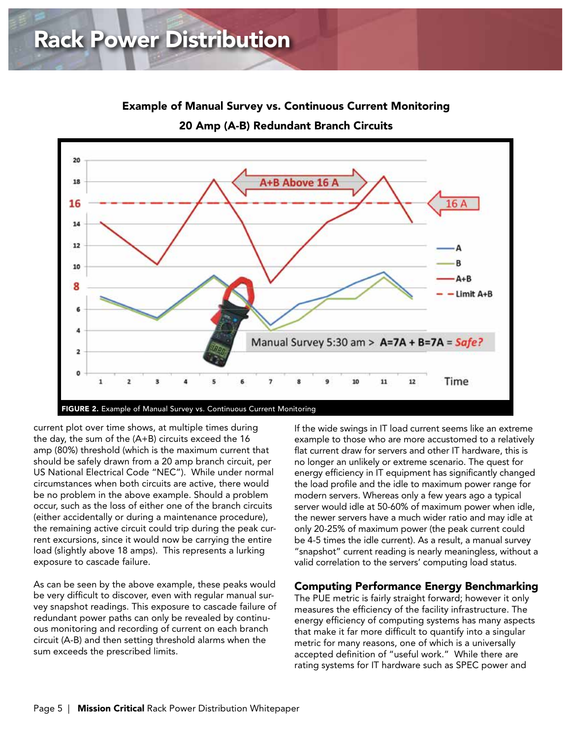**Example of Manual Survey vs. Continuous Current Monitoring**

**20 Amp (A-B) Redundant Branch Circuits**

**FIGURE 2.** Example of Manual Survey vs. Continuous Current Monitoring

current plot over time shows, at multiple times during the day, the sum of the (A+B) circuits exceed the 16 amp (80%) threshold (which is the maximum current that should be safely drawn from a 20 amp branch circuit, per US National Electrical Code "NEC"). While under normal circumstances when both circuits are active, there would be no problem in the above example. Should a problem occur, such as the loss of either one of the branch circuits (either accidentally or during a maintenance procedure), the remaining active circuit could trip during the peak current excursions, since it would now be carrying the entire load (slightly above 18 amps). This represents a lurking exposure to cascade failure.

As can be seen by the above example, these peaks would be very difficult to discover, even with regular manual survey snapshot readings. This exposure to cascade failure of redundant power paths can only be revealed by continuous monitoring and recording of current on each branch circuit (A-B) and then setting threshold alarms when the sum exceeds the prescribed limits.

If the wide swings in IT load current seems like an extreme example to those who are more accustomed to a relatively flat current draw for servers and other IT hardware, this is no longer an unlikely or extreme scenario. The quest for energy efficiency in IT equipment has significantly changed the load profile and the idle to maximum power range for modern servers. Whereas only a few years ago a typical server would idle at 50-60% of maximum power when idle, the newer servers have a much wider ratio and may idle at only 20-25% of maximum power (the peak current could be 4-5 times the idle current). As a result, a manual survey "snapshot" current reading is nearly meaningless, without a valid correlation to the servers' computing load status.

## Computing Performance Energy Benchmarking

The PUE metric is fairly straight forward; however it only measures the efficiency of the facility infrastructure. The energy efficiency of computing systems has many aspects that make it far more difficult to quantify into a singular metric for many reasons, one of which is a universally accepted definition of "useful work." While there are rating systems for IT hardware such as SPEC power and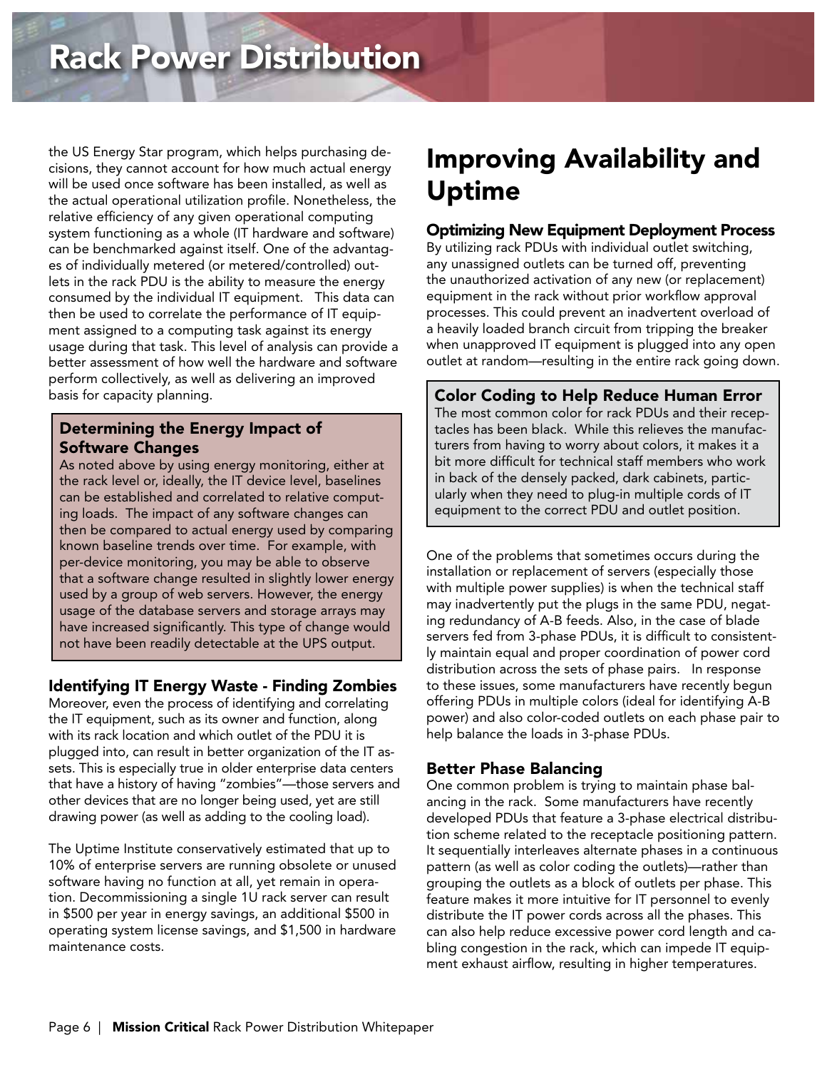the US Energy Star program, which helps purchasing decisions, they cannot account for how much actual energy will be used once software has been installed, as well as the actual operational utilization profile. Nonetheless, the relative efficiency of any given operational computing system functioning as a whole (IT hardware and software) can be benchmarked against itself. One of the advantages of individually metered (or metered/controlled) outlets in the rack PDU is the ability to measure the energy consumed by the individual IT equipment. This data can then be used to correlate the performance of IT equipment assigned to a computing task against its energy usage during that task. This level of analysis can provide a better assessment of how well the hardware and software perform collectively, as well as delivering an improved basis for capacity planning.

### Determining the Energy Impact of Software Changes

As noted above by using energy monitoring, either at the rack level or, ideally, the IT device level, baselines can be established and correlated to relative computing loads. The impact of any software changes can then be compared to actual energy used by comparing known baseline trends over time. For example, with per-device monitoring, you may be able to observe that a software change resulted in slightly lower energy used by a group of web servers. However, the energy usage of the database servers and storage arrays may have increased significantly. This type of change would not have been readily detectable at the UPS output.

### Identifying IT Energy Waste - Finding Zombies

Moreover, even the process of identifying and correlating the IT equipment, such as its owner and function, along with its rack location and which outlet of the PDU it is plugged into, can result in better organization of the IT assets. This is especially true in older enterprise data centers that have a history of having "zombies"—those servers and other devices that are no longer being used, yet are still drawing power (as well as adding to the cooling load).

The Uptime Institute conservatively estimated that up to 10% of enterprise servers are running obsolete or unused software having no function at all, yet remain in operation. Decommissioning a single 1U rack server can result in $500 per year in energy savings, an additional $500 in operating system license savings, and $1,500 in hardware maintenance costs.

# Improving Availability and Uptime

### Optimizing New Equipment Deployment Process

By utilizing rack PDUs with individual outlet switching, any unassigned outlets can be turned off, preventing the unauthorized activation of any new (or replacement) equipment in the rack without prior workflow approval processes. This could prevent an inadvertent overload of a heavily loaded branch circuit from tripping the breaker when unapproved IT equipment is plugged into any open outlet at random—resulting in the entire rack going down.

### Color Coding to Help Reduce Human Error

The most common color for rack PDUs and their receptacles has been black. While this relieves the manufacturers from having to worry about colors, it makes it a bit more difficult for technical staff members who work in back of the densely packed, dark cabinets, particularly when they need to plug-in multiple cords of IT equipment to the correct PDU and outlet position.

One of the problems that sometimes occurs during the installation or replacement of servers (especially those with multiple power supplies) is when the technical staff may inadvertently put the plugs in the same PDU, negating redundancy of A-B feeds. Also, in the case of blade servers fed from 3-phase PDUs, it is difficult to consistently maintain equal and proper coordination of power cord distribution across the sets of phase pairs. In response to these issues, some manufacturers have recently begun offering PDUs in multiple colors (ideal for identifying A-B power) and also color-coded outlets on each phase pair to help balance the loads in 3-phase PDUs.

### Better Phase Balancing

One common problem is trying to maintain phase balancing in the rack. Some manufacturers have recently developed PDUs that feature a 3-phase electrical distribution scheme related to the receptacle positioning pattern. It sequentially interleaves alternate phases in a continuous pattern (as well as color coding the outlets)—rather than grouping the outlets as a block of outlets per phase. This feature makes it more intuitive for IT personnel to evenly distribute the IT power cords across all the phases. This can also help reduce excessive power cord length and cabling congestion in the rack, which can impede IT equipment exhaust airflow, resulting in higher temperatures.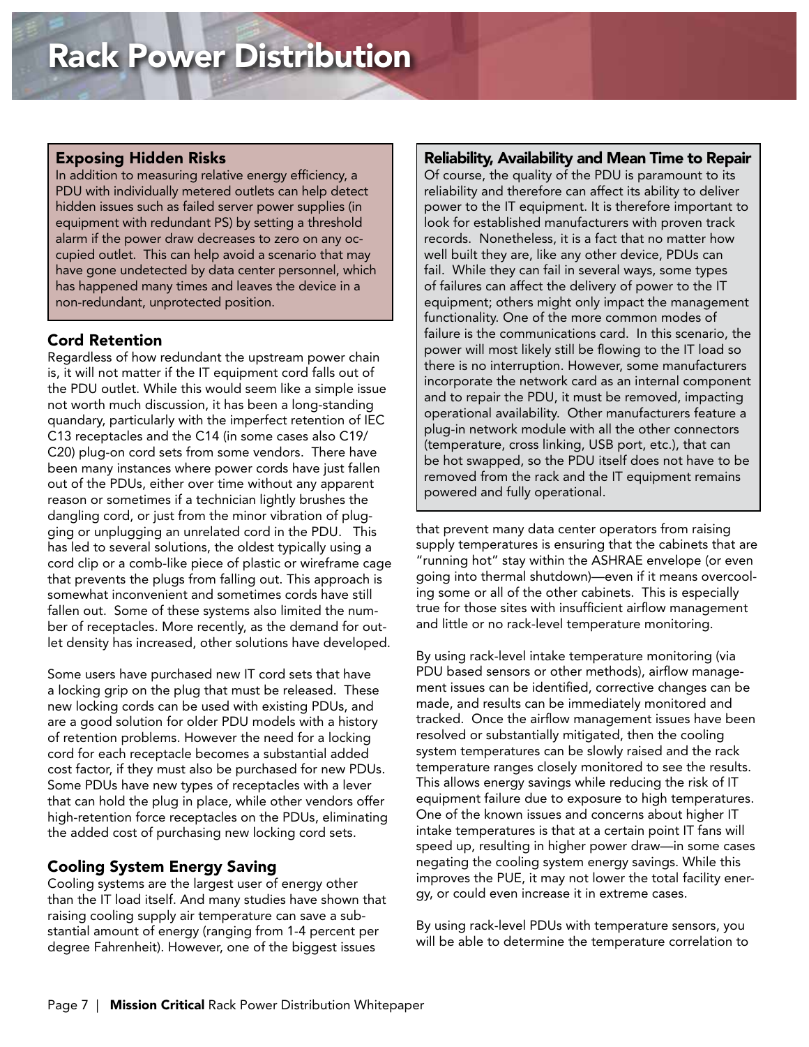# Rack Power Distribution

### Exposing Hidden Risks

In addition to measuring relative energy efficiency, a PDU with individually metered outlets can help detect hidden issues such as failed server power supplies (in equipment with redundant PS) by setting a threshold alarm if the power draw decreases to zero on any occupied outlet. This can help avoid a scenario that may have gone undetected by data center personnel, which has happened many times and leaves the device in a non-redundant, unprotected position.

### Cord Retention

Regardless of how redundant the upstream power chain is, it will not matter if the IT equipment cord falls out of the PDU outlet. While this would seem like a simple issue not worth much discussion, it has been a long-standing quandary, particularly with the imperfect retention of IEC C13 receptacles and the C14 (in some cases also C19/C20) plug-on cord sets from some vendors. There have been many instances where power cords have just fallen out of the PDUs, either over time without any apparent reason or sometimes if a technician lightly brushes the dangling cord, or just from the minor vibration of plugging or unplugging an unrelated cord in the PDU. This has led to several solutions, the oldest typically using a cord clip or a comb-like piece of plastic or wireframe cage that prevents the plugs from falling out. This approach is somewhat inconvenient and sometimes cords have still fallen out. Some of these systems also limited the number of receptacles. More recently, as the demand for outlet density has increased, other solutions have developed.

Some users have purchased new IT cord sets that have a locking grip on the plug that must be released. These new locking cords can be used with existing PDUs, and are a good solution for older PDU models with a history of retention problems. However the need for a locking cord for each receptacle becomes a substantial added cost factor, if they must also be purchased for new PDUs. Some PDUs have new types of receptacles with a lever that can hold the plug in place, while other vendors offer high-retention force receptacles on the PDUs, eliminating the added cost of purchasing new locking cord sets.

### Cooling System Energy Saving

Cooling systems are the largest user of energy other than the IT load itself. And many studies have shown that raising cooling supply air temperature can save a substantial amount of energy (ranging from 1-4 percent per degree Fahrenheit). However, one of the biggest issues that prevent many data center operators from raising supply temperatures is ensuring that the cabinets that are "running hot" stay within the ASHRAE envelope (or even going into thermal shutdown)—even if it means overcooling some or all of the other cabinets. This is especially true for those sites with insufficient airflow management and little or no rack-level temperature monitoring.

By using rack-level intake temperature monitoring (via PDU based sensors or other methods), airflow management issues can be identified, corrective changes can be made, and results can be immediately monitored and tracked. Once the airflow management issues have been resolved or substantially mitigated, then the cooling system temperatures can be slowly raised and the rack temperature ranges closely monitored to see the results. This allows energy savings while reducing the risk of IT equipment failure due to exposure to high temperatures. One of the known issues and concerns about higher IT intake temperatures is that at a certain point IT fans will speed up, resulting in higher power draw—in some cases negating the cooling system energy savings. While this improves the PUE, it may not lower the total facility energy, or could even increase it in extreme cases.

By using rack-level PDUs with temperature sensors, you will be able to determine the temperature correlation to

### Reliability, Availability and Mean Time to Repair

Of course, the quality of the PDU is paramount to its reliability and therefore can affect its ability to deliver power to the IT equipment. It is therefore important to look for established manufacturers with proven track records. Nonetheless, it is a fact that no matter how well built they are, like any other device, PDUs can fail. While they can fail in several ways, some types of failures can affect the delivery of power to the IT equipment; others might only impact the management functionality. One of the more common modes of failure is the communications card. In this scenario, the power will most likely still be flowing to the IT load so there is no interruption. However, some manufacturers incorporate the network card as an internal component and to repair the PDU, it must be removed, impacting operational availability. Other manufacturers feature a plug-in network module with all the other connectors (temperature, cross linking, USB port, etc.), that can be hot swapped, so the PDU itself does not have to be removed from the rack and the IT equipment remains powered and fully operational.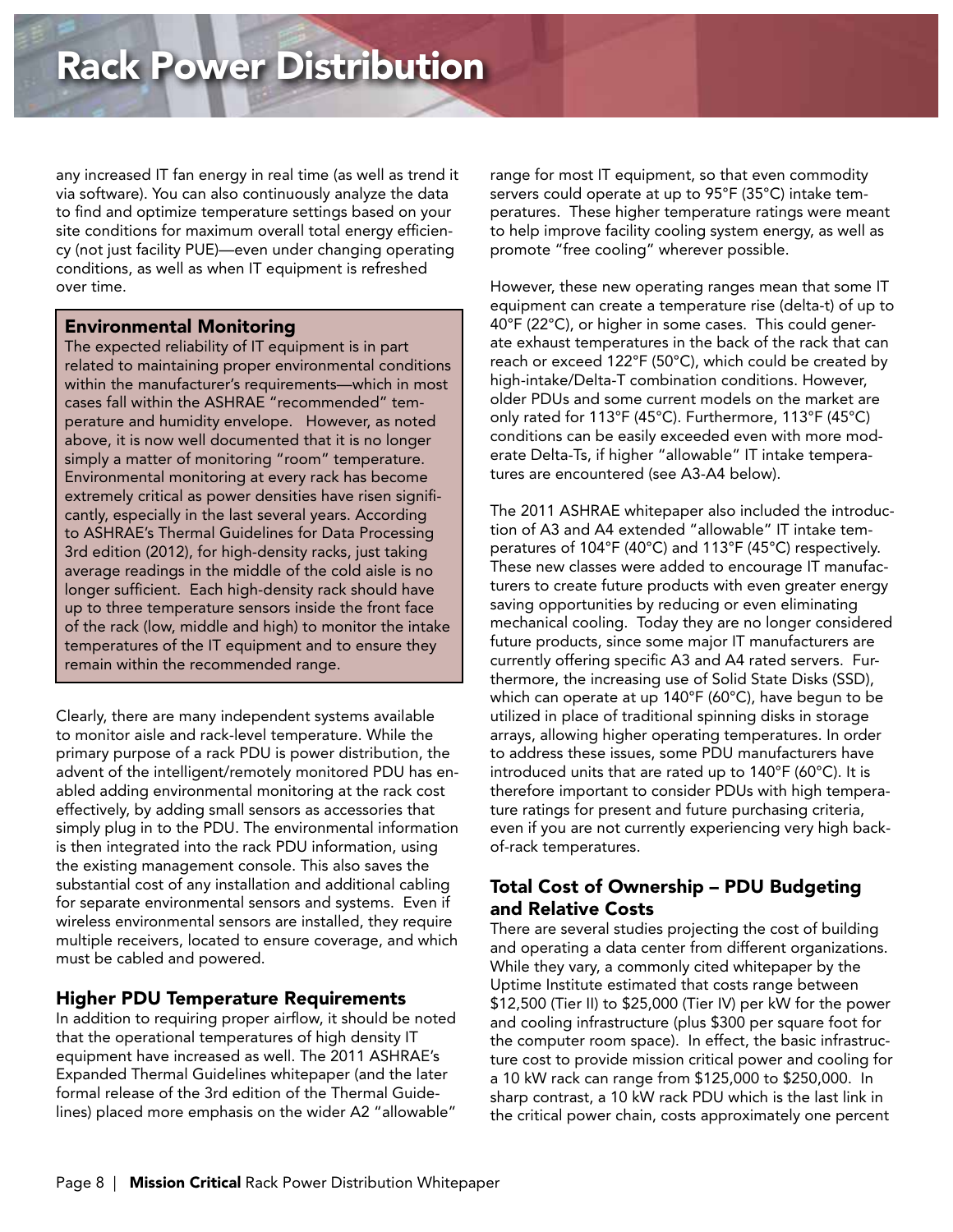any increased IT fan energy in real time (as well as trend it via software). You can also continuously analyze the data to find and optimize temperature settings based on your site conditions for maximum overall total energy efficiency (not just facility PUE)—even under changing operating conditions, as well as when IT equipment is refreshed over time.

### Environmental Monitoring

The expected reliability of IT equipment is in part related to maintaining proper environmental conditions within the manufacturer's requirements—which in most cases fall within the ASHRAE "recommended" temperature and humidity envelope. However, as noted above, it is now well documented that it is no longer simply a matter of monitoring "room" temperature. Environmental monitoring at every rack has become extremely critical as power densities have risen significantly, especially in the last several years. According to ASHRAE's Thermal Guidelines for Data Processing 3rd edition (2012), for high-density racks, just taking average readings in the middle of the cold aisle is no longer sufficient. Each high-density rack should have up to three temperature sensors inside the front face of the rack (low, middle and high) to monitor the intake temperatures of the IT equipment and to ensure they remain within the recommended range.

Clearly, there are many independent systems available to monitor aisle and rack-level temperature. While the primary purpose of a rack PDU is power distribution, the advent of the intelligent/remotely monitored PDU has enabled adding environmental monitoring at the rack cost effectively, by adding small sensors as accessories that simply plug in to the PDU. The environmental information is then integrated into the rack PDU information, using the existing management console. This also saves the substantial cost of any installation and additional cabling for separate environmental sensors and systems. Even if wireless environmental sensors are installed, they require multiple receivers, located to ensure coverage, and which must be cabled and powered.

### Higher PDU Temperature Requirements

In addition to requiring proper airflow, it should be noted that the operational temperatures of high density IT equipment have increased as well. The 2011 ASHRAE's Expanded Thermal Guidelines whitepaper (and the later formal release of the 3rd edition of the Thermal Guidelines) placed more emphasis on the wider A2 "allowable" range for most IT equipment, so that even commodity servers could operate at up to 95°F (35°C) intake temperatures. These higher temperature ratings were meant to help improve facility cooling system energy, as well as promote "free cooling" wherever possible.

However, these new operating ranges mean that some IT equipment can create a temperature rise (delta-t) of up to 40°F (22°C), or higher in some cases. This could generate exhaust temperatures in the back of the rack that can reach or exceed 122°F (50°C), which could be created by high-intake/Delta-T combination conditions. However, older PDUs and some current models on the market are only rated for 113°F (45°C). Furthermore, 113°F (45°C) conditions can be easily exceeded even with more moderate Delta-Ts, if higher "allowable" IT intake temperatures are encountered (see A3-A4 below).

The 2011 ASHRAE whitepaper also included the introduction of A3 and A4 extended "allowable" IT intake temperatures of 104°F (40°C) and 113°F (45°C) respectively. These new classes were added to encourage IT manufacturers to create future products with even greater energy saving opportunities by reducing or even eliminating mechanical cooling. Today they are no longer considered future products, since some major IT manufacturers are currently offering specific A3 and A4 rated servers. Furthermore, the increasing use of Solid State Disks (SSD), which can operate at up 140°F (60°C), have begun to be utilized in place of traditional spinning disks in storage arrays, allowing higher operating temperatures. In order to address these issues, some PDU manufacturers have introduced units that are rated up to 140°F (60°C). It is therefore important to consider PDUs with high temperature ratings for present and future purchasing criteria, even if you are not currently experiencing very high back-of-rack temperatures.

### Total Cost of Ownership – PDU Budgeting and Relative Costs

There are several studies projecting the cost of building and operating a data center from different organizations. While they vary, a commonly cited whitepaper by the Uptime Institute estimated that costs range between $12,500 (Tier II) to $25,000 (Tier IV) per kW for the power and cooling infrastructure (plus $300 per square foot for the computer room space). In effect, the basic infrastructure cost to provide mission critical power and cooling for a 10 kW rack can range from $125,000 to $250,000. In sharp contrast, a 10 kW rack PDU which is the last link in the critical power chain, costs approximately one percent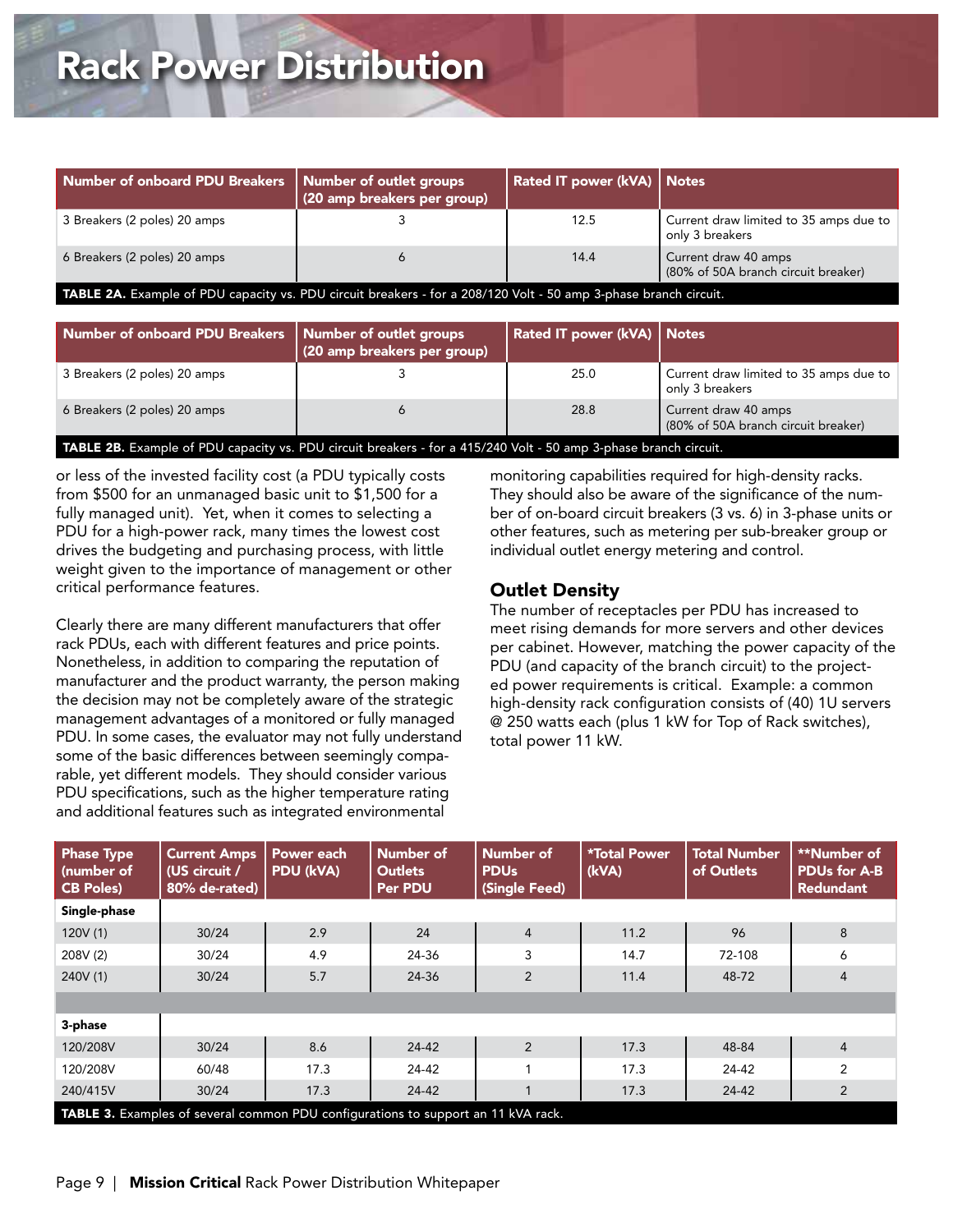# Rack Power Distribution

| Number of onboard PDU Breakers | Number of outlet groups (20 amp breakers per group) | Rated IT power (kVA) | Notes |
|---|---|---|---|
| 3 Breakers (2 poles) 20 amps | 3 | 12.5 | Current draw limited to 35 amps due to only 3 breakers |
| 6 Breakers (2 poles) 20 amps | 6 | 14.4 | Current draw 40 amps (80% of 50A branch circuit breaker) |

**TABLE 2A.** Example of PDU capacity vs. PDU circuit breakers - for a 208/120 Volt - 50 amp 3-phase branch circuit.

| Number of onboard PDU Breakers | Number of outlet groups (20 amp breakers per group) | Rated IT power (kVA) | Notes |
|---|---|---|---|
| 3 Breakers (2 poles) 20 amps | 3 | 25.0 | Current draw limited to 35 amps due to only 3 breakers |
| 6 Breakers (2 poles) 20 amps | 6 | 28.8 | Current draw 40 amps (80% of 50A branch circuit breaker) |

**TABLE 2B.** Example of PDU capacity vs. PDU circuit breakers - for a 415/240 Volt - 50 amp 3-phase branch circuit.

or less of the invested facility cost (a PDU typically costs from $500 for an unmanaged basic unit to $1,500 for a fully managed unit). Yet, when it comes to selecting a PDU for a high-power rack, many times the lowest cost drives the budgeting and purchasing process, with little weight given to the importance of management or other critical performance features.

Clearly there are many different manufacturers that offer rack PDUs, each with different features and price points. Nonetheless, in addition to comparing the reputation of manufacturer and the product warranty, the person making the decision may not be completely aware of the strategic management advantages of a monitored or fully managed PDU. In some cases, the evaluator may not fully understand some of the basic differences between seemingly comparable, yet different models. They should consider various PDU specifications, such as the higher temperature rating and additional features such as integrated environmental monitoring capabilities required for high-density racks. They should also be aware of the significance of the number of on-board circuit breakers (3 vs. 6) in 3-phase units or other features, such as metering per sub-breaker group or individual outlet energy metering and control.

## Outlet Density

The number of receptacles per PDU has increased to meet rising demands for more servers and other devices per cabinet. However, matching the power capacity of the PDU (and capacity of the branch circuit) to the projected power requirements is critical. Example: a common high-density rack configuration consists of (40) 1U servers @ 250 watts each (plus 1 kW for Top of Rack switches), total power 11 kW.

| Phase Type (number of CB Poles) | Current Amps (US circuit / 80% de-rated) | Power each PDU (kVA) | Number of Outlets Per PDU | Number of PDUs (Single Feed) | *Total Power (kVA) | Total Number of Outlets | **Number of PDUs for A-B Redundant |
|---|---|---|---|---|---|---|---|
| **Single-phase** | | | | | | | |
| 120V (1) | 30/24 | 2.9 | 24 | 4 | 11.2 | 96 | 8 |
| 208V (2) | 30/24 | 4.9 | 24-36 | 3 | 14.7 | 72-108 | 6 |
| 240V (1) | 30/24 | 5.7 | 24-36 | 2 | 11.4 | 48-72 | 4 |
| | | | | | | | |
| **3-phase** | | | | | | | |
| 120/208V | 30/24 | 8.6 | 24-42 | 2 | 17.3 | 48-84 | 4 |
| 120/208V | 60/48 | 17.3 | 24-42 | 1 | 17.3 | 24-42 | 2 |
| 240/415V | 30/24 | 17.3 | 24-42 | 1 | 17.3 | 24-42 | 2 |

**TABLE 3.** Examples of several common PDU configurations to support an 11 kVA rack.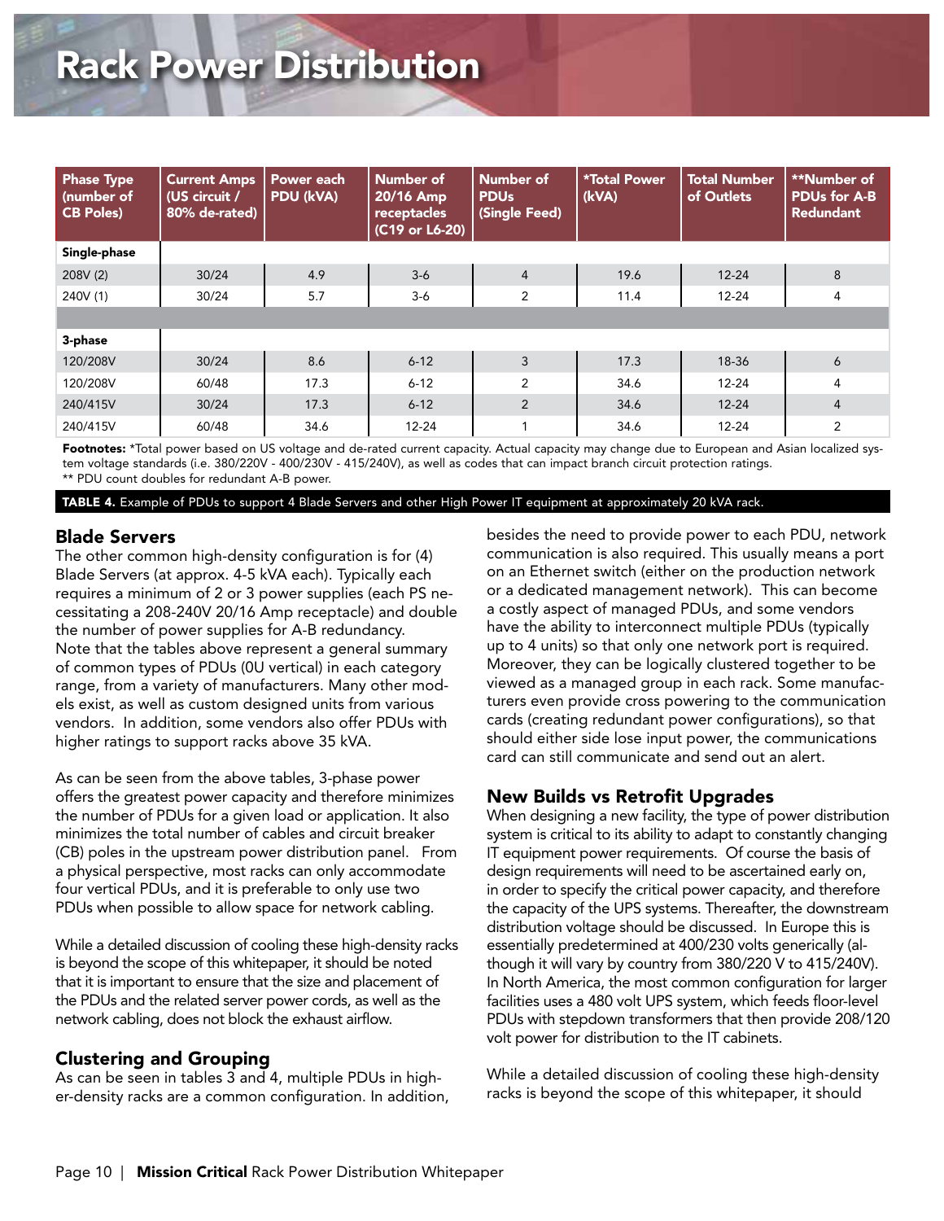# Rack Power Distribution

| Phase Type (number of CB Poles) | Current Amps (US circuit / 80% de-rated) | Power each PDU (kVA) | Number of 20/16 Amp receptacles (C19 or L6-20) | Number of PDUs (Single Feed) | *Total Power (kVA) | Total Number of Outlets | **Number of PDUs for A-B Redundant |
|---|---|---|---|---|---|---|---|
| **Single-phase** | | | | | | | |
| 208V (2) | 30/24 | 4.9 | 3-6 | 4 | 19.6 | 12-24 | 8 |
| 240V (1) | 30/24 | 5.7 | 3-6 | 2 | 11.4 | 12-24 | 4 |
| | | | | | | | |
| **3-phase** | | | | | | | |
| 120/208V | 30/24 | 8.6 | 6-12 | 3 | 17.3 | 18-36 | 6 |
| 120/208V | 60/48 | 17.3 | 6-12 | 2 | 34.6 | 12-24 | 4 |
| 240/415V | 30/24 | 17.3 | 6-12 | 2 | 34.6 | 12-24 | 4 |
| 240/415V | 60/48 | 34.6 | 12-24 | 1 | 34.6 | 12-24 | 2 |

**Footnotes:** *Total power based on US voltage and de-rated current capacity. Actual capacity may change due to European and Asian localized system voltage standards (i.e. 380/220V - 400/230V - 415/240V), as well as codes that can impact branch circuit protection ratings.
** PDU count doubles for redundant A-B power.

**TABLE 4.** Example of PDUs to support 4 Blade Servers and other High Power IT equipment at approximately 20 kVA rack.

## Blade Servers

The other common high-density configuration is for (4) Blade Servers (at approx. 4-5 kVA each). Typically each requires a minimum of 2 or 3 power supplies (each PS necessitating a 208-240V 20/16 Amp receptacle) and double the number of power supplies for A-B redundancy.
Note that the tables above represent a general summary of common types of PDUs (0U vertical) in each category range, from a variety of manufacturers. Many other models exist, as well as custom designed units from various vendors. In addition, some vendors also offer PDUs with higher ratings to support racks above 35 kVA.

As can be seen from the above tables, 3-phase power offers the greatest power capacity and therefore minimizes the number of PDUs for a given load or application. It also minimizes the total number of cables and circuit breaker (CB) poles in the upstream power distribution panel. From a physical perspective, most racks can only accommodate four vertical PDUs, and it is preferable to only use two PDUs when possible to allow space for network cabling.

While a detailed discussion of cooling these high-density racks is beyond the scope of this whitepaper, it should be noted that it is important to ensure that the size and placement of the PDUs and the related server power cords, as well as the network cabling, does not block the exhaust airflow.

## Clustering and Grouping

As can be seen in tables 3 and 4, multiple PDUs in higher-density racks are a common configuration. In addition, besides the need to provide power to each PDU, network communication is also required. This usually means a port on an Ethernet switch (either on the production network or a dedicated management network). This can become a costly aspect of managed PDUs, and some vendors have the ability to interconnect multiple PDUs (typically up to 4 units) so that only one network port is required. Moreover, they can be logically clustered together to be viewed as a managed group in each rack. Some manufacturers even provide cross powering to the communication cards (creating redundant power configurations), so that should either side lose input power, the communications card can still communicate and send out an alert.

## New Builds vs Retrofit Upgrades

When designing a new facility, the type of power distribution system is critical to its ability to adapt to constantly changing IT equipment power requirements. Of course the basis of design requirements will need to be ascertained early on, in order to specify the critical power capacity, and therefore the capacity of the UPS systems. Thereafter, the downstream distribution voltage should be discussed. In Europe this is essentially predetermined at 400/230 volts generically (although it will vary by country from 380/220 V to 415/240V). In North America, the most common configuration for larger facilities uses a 480 volt UPS system, which feeds floor-level PDUs with stepdown transformers that then provide 208/120 volt power for distribution to the IT cabinets.

While a detailed discussion of cooling these high-density racks is beyond the scope of this whitepaper, it should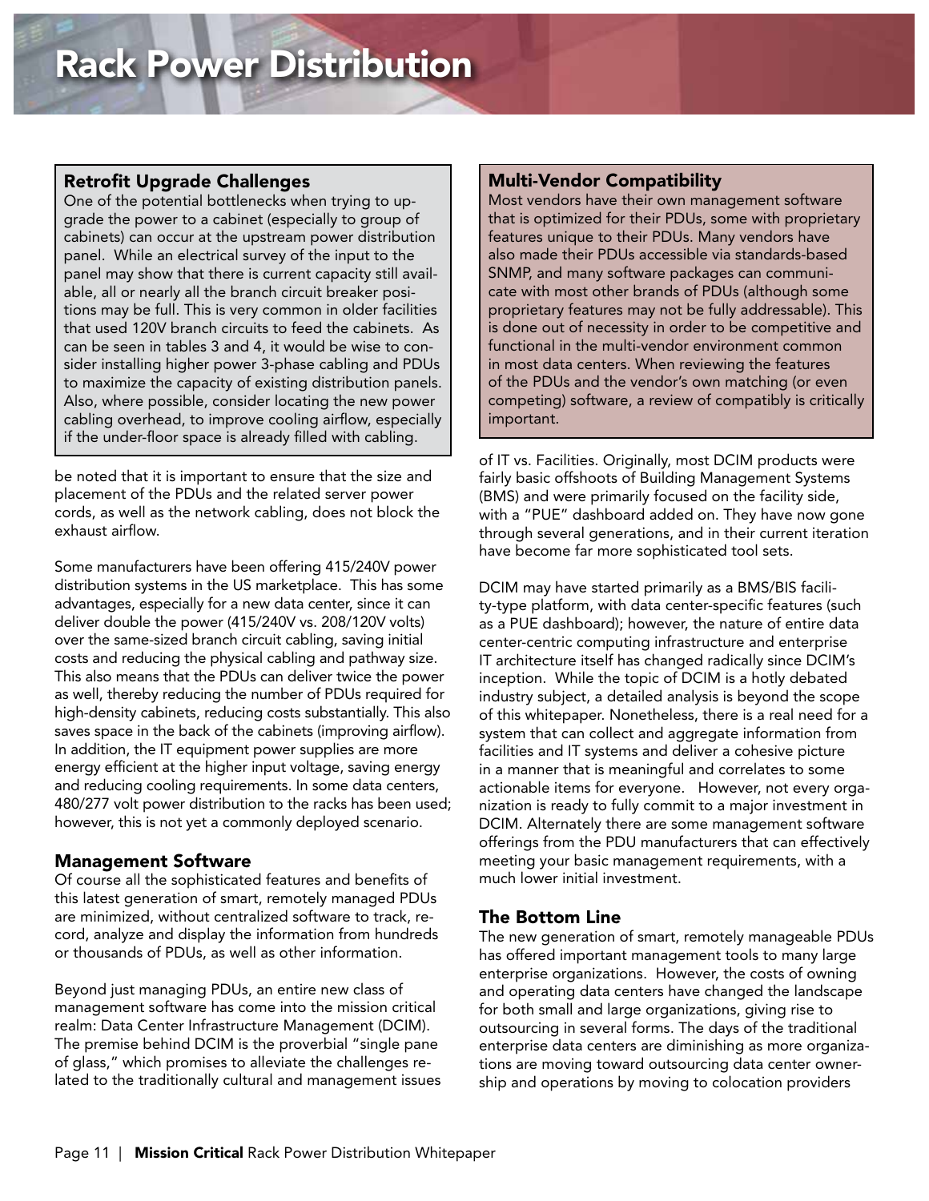# Rack Power Distribution

### Retrofit Upgrade Challenges

One of the potential bottlenecks when trying to upgrade the power to a cabinet (especially to group of cabinets) can occur at the upstream power distribution panel. While an electrical survey of the input to the panel may show that there is current capacity still available, all or nearly all the branch circuit breaker positions may be full. This is very common in older facilities that used 120V branch circuits to feed the cabinets. As can be seen in tables 3 and 4, it would be wise to consider installing higher power 3-phase cabling and PDUs to maximize the capacity of existing distribution panels. Also, where possible, consider locating the new power cabling overhead, to improve cooling airflow, especially if the under-floor space is already filled with cabling.

be noted that it is important to ensure that the size and placement of the PDUs and the related server power cords, as well as the network cabling, does not block the exhaust airflow.

Some manufacturers have been offering 415/240V power distribution systems in the US marketplace. This has some advantages, especially for a new data center, since it can deliver double the power (415/240V vs. 208/120V volts) over the same-sized branch circuit cabling, saving initial costs and reducing the physical cabling and pathway size. This also means that the PDUs can deliver twice the power as well, thereby reducing the number of PDUs required for high-density cabinets, reducing costs substantially. This also saves space in the back of the cabinets (improving airflow). In addition, the IT equipment power supplies are more energy efficient at the higher input voltage, saving energy and reducing cooling requirements. In some data centers, 480/277 volt power distribution to the racks has been used; however, this is not yet a commonly deployed scenario.

### Management Software

Of course all the sophisticated features and benefits of this latest generation of smart, remotely managed PDUs are minimized, without centralized software to track, record, analyze and display the information from hundreds or thousands of PDUs, as well as other information.

Beyond just managing PDUs, an entire new class of management software has come into the mission critical realm: Data Center Infrastructure Management (DCIM). The premise behind DCIM is the proverbial "single pane of glass," which promises to alleviate the challenges related to the traditionally cultural and management issues of IT vs. Facilities. Originally, most DCIM products were fairly basic offshoots of Building Management Systems (BMS) and were primarily focused on the facility side, with a "PUE" dashboard added on. They have now gone through several generations, and in their current iteration have become far more sophisticated tool sets.

DCIM may have started primarily as a BMS/BIS facility-type platform, with data center-specific features (such as a PUE dashboard); however, the nature of entire data center-centric computing infrastructure and enterprise IT architecture itself has changed radically since DCIM's inception. While the topic of DCIM is a hotly debated industry subject, a detailed analysis is beyond the scope of this whitepaper. Nonetheless, there is a real need for a system that can collect and aggregate information from facilities and IT systems and deliver a cohesive picture in a manner that is meaningful and correlates to some actionable items for everyone. However, not every organization is ready to fully commit to a major investment in DCIM. Alternately there are some management software offerings from the PDU manufacturers that can effectively meeting your basic management requirements, with a much lower initial investment.

### Multi-Vendor Compatibility

Most vendors have their own management software that is optimized for their PDUs, some with proprietary features unique to their PDUs. Many vendors have also made their PDUs accessible via standards-based SNMP, and many software packages can communicate with most other brands of PDUs (although some proprietary features may not be fully addressable). This is done out of necessity in order to be competitive and functional in the multi-vendor environment common in most data centers. When reviewing the features of the PDUs and the vendor's own matching (or even competing) software, a review of compatibly is critically important.

### The Bottom Line

The new generation of smart, remotely manageable PDUs has offered important management tools to many large enterprise organizations. However, the costs of owning and operating data centers have changed the landscape for both small and large organizations, giving rise to outsourcing in several forms. The days of the traditional enterprise data centers are diminishing as more organizations are moving toward outsourcing data center ownership and operations by moving to colocation providers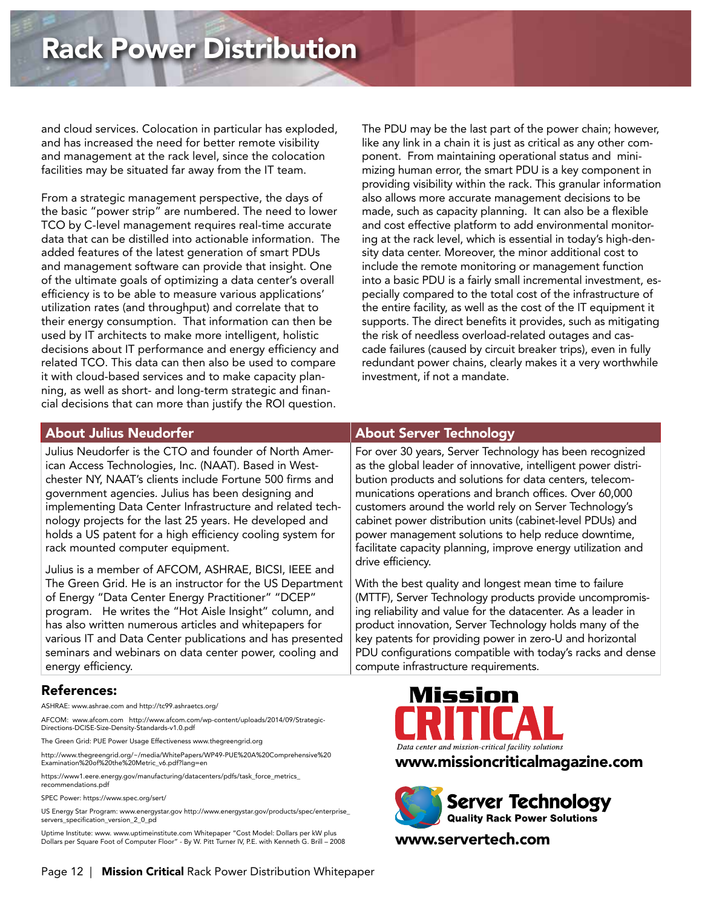and cloud services. Colocation in particular has exploded, and has increased the need for better remote visibility and management at the rack level, since the colocation facilities may be situated far away from the IT team.

From a strategic management perspective, the days of the basic "power strip" are numbered. The need to lower TCO by C-level management requires real-time accurate data that can be distilled into actionable information. The added features of the latest generation of smart PDUs and management software can provide that insight. One of the ultimate goals of optimizing a data center's overall efficiency is to be able to measure various applications' utilization rates (and throughput) and correlate that to their energy consumption. That information can then be used by IT architects to make more intelligent, holistic decisions about IT performance and energy efficiency and related TCO. This data can then also be used to compare it with cloud-based services and to make capacity planning, as well as short- and long-term strategic and financial decisions that can more than justify the ROI question.

The PDU may be the last part of the power chain; however, like any link in a chain it is just as critical as any other component. From maintaining operational status and minimizing human error, the smart PDU is a key component in providing visibility within the rack. This granular information also allows more accurate management decisions to be made, such as capacity planning. It can also be a flexible and cost effective platform to add environmental monitoring at the rack level, which is essential in today's high-density data center. Moreover, the minor additional cost to include the remote monitoring or management function into a basic PDU is a fairly small incremental investment, especially compared to the total cost of the infrastructure of the entire facility, as well as the cost of the IT equipment it supports. The direct benefits it provides, such as mitigating the risk of needless overload-related outages and cascade failures (caused by circuit breaker trips), even in fully redundant power chains, clearly makes it a very worthwhile investment, if not a mandate.

## About Julius Neudorfer

Julius Neudorfer is the CTO and founder of North American Access Technologies, Inc. (NAAT). Based in Westchester NY, NAAT's clients include Fortune 500 firms and government agencies. Julius has been designing and implementing Data Center Infrastructure and related technology projects for the last 25 years. He developed and holds a US patent for a high efficiency cooling system for rack mounted computer equipment.

Julius is a member of AFCOM, ASHRAE, BICSI, IEEE and The Green Grid. He is an instructor for the US Department of Energy "Data Center Energy Practitioner" "DCEP" program. He writes the "Hot Aisle Insight" column, and has also written numerous articles and whitepapers for various IT and Data Center publications and has presented seminars and webinars on data center power, cooling and energy efficiency.

## About Server Technology

For over 30 years, Server Technology has been recognized as the global leader of innovative, intelligent power distribution products and solutions for data centers, telecommunications operations and branch offices. Over 60,000 customers around the world rely on Server Technology's cabinet power distribution units (cabinet-level PDUs) and power management solutions to help reduce downtime, facilitate capacity planning, improve energy utilization and drive efficiency.

With the best quality and longest mean time to failure (MTTF), Server Technology products provide uncompromising reliability and value for the datacenter. As a leader in product innovation, Server Technology holds many of the key patents for providing power in zero-U and horizontal PDU configurations compatible with today's racks and dense compute infrastructure requirements.

## References:

ASHRAE: www.ashrae.com and http://tc99.ashraetcs.org/

AFCOM: www.afcom.com http://www.afcom.com/wp-content/uploads/2014/09/Strategic-Directions-DCISE-Size-Density-Standards-v1.0.pdf

The Green Grid: PUE Power Usage Effectiveness www.thegreengrid.org

http://www.thegreengrid.org/~/media/WhitePapers/WP49-PUE%20A%20Comprehensive%20Examination%20of%20the%20Metric_v6.pdf?lang=en

https://www1.eere.energy.gov/manufacturing/datacenters/pdfs/task_force_metrics_recommendations.pdf

SPEC Power: https://www.spec.org/sert/

US Energy Star Program: www.energystar.gov http://www.energystar.gov/products/spec/enterprise_servers_specification_version_2_0_pd

Uptime Institute: www. www.uptimeinstitute.com Whitepaper "Cost Model: Dollars per kW plus Dollars per Square Foot of Computer Floor" - By W. Pitt Turner IV, P.E. with Kenneth G. Brill – 2008

**Mission CRITICAL**
*Data center and mission-critical facility solutions*
www.missioncriticalmagazine.com

**Server Technology**
**Quality Rack Power Solutions**
www.servertech.com